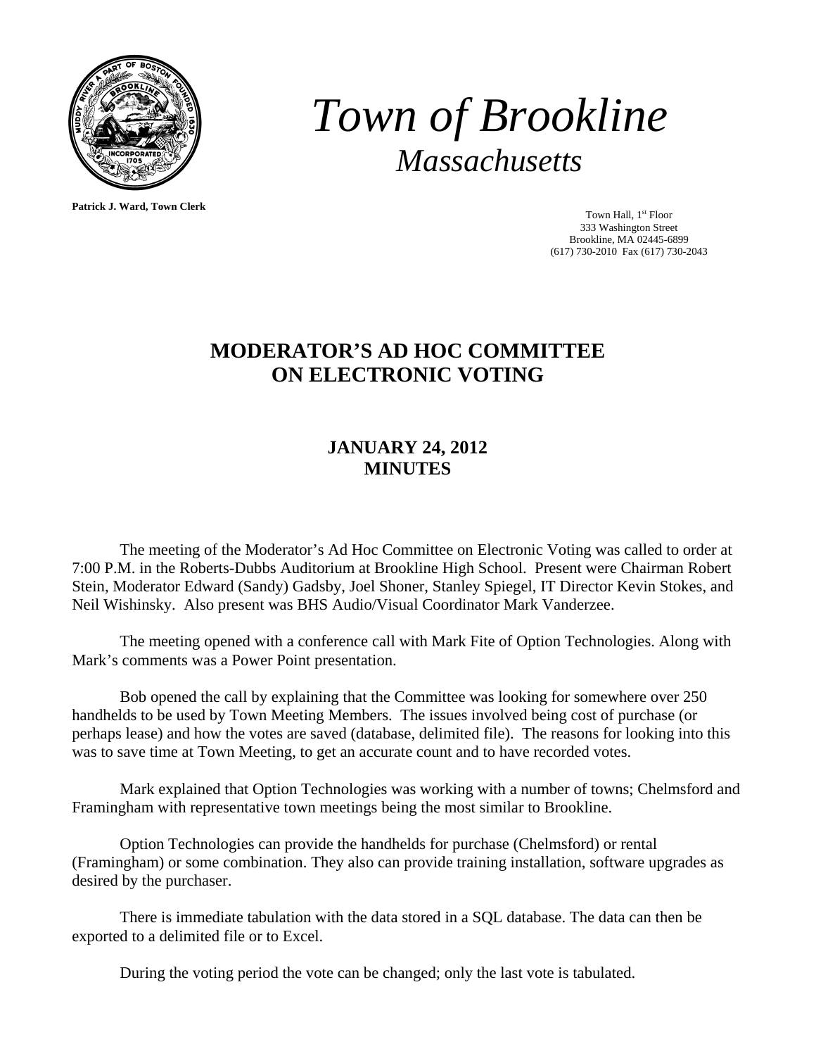# *Town of Brookline*

## *Massachusetts*

**Patrick J. Ward, Town Clerk**

Town Hall, 1st Floor
333 Washington Street
Brookline, MA 02445-6899
(617) 730-2010 Fax (617) 730-2043

# MODERATOR'S AD HOC COMMITTEE ON ELECTRONIC VOTING

## JANUARY 24, 2012 MINUTES

The meeting of the Moderator's Ad Hoc Committee on Electronic Voting was called to order at 7:00 P.M. in the Roberts-Dubbs Auditorium at Brookline High School. Present were Chairman Robert Stein, Moderator Edward (Sandy) Gadsby, Joel Shoner, Stanley Spiegel, IT Director Kevin Stokes, and Neil Wishinsky. Also present was BHS Audio/Visual Coordinator Mark Vanderzee.

The meeting opened with a conference call with Mark Fite of Option Technologies. Along with Mark's comments was a Power Point presentation.

Bob opened the call by explaining that the Committee was looking for somewhere over 250 handhelds to be used by Town Meeting Members. The issues involved being cost of purchase (or perhaps lease) and how the votes are saved (database, delimited file). The reasons for looking into this was to save time at Town Meeting, to get an accurate count and to have recorded votes.

Mark explained that Option Technologies was working with a number of towns; Chelmsford and Framingham with representative town meetings being the most similar to Brookline.

Option Technologies can provide the handhelds for purchase (Chelmsford) or rental (Framingham) or some combination. They also can provide training installation, software upgrades as desired by the purchaser.

There is immediate tabulation with the data stored in a SQL database. The data can then be exported to a delimited file or to Excel.

During the voting period the vote can be changed; only the last vote is tabulated.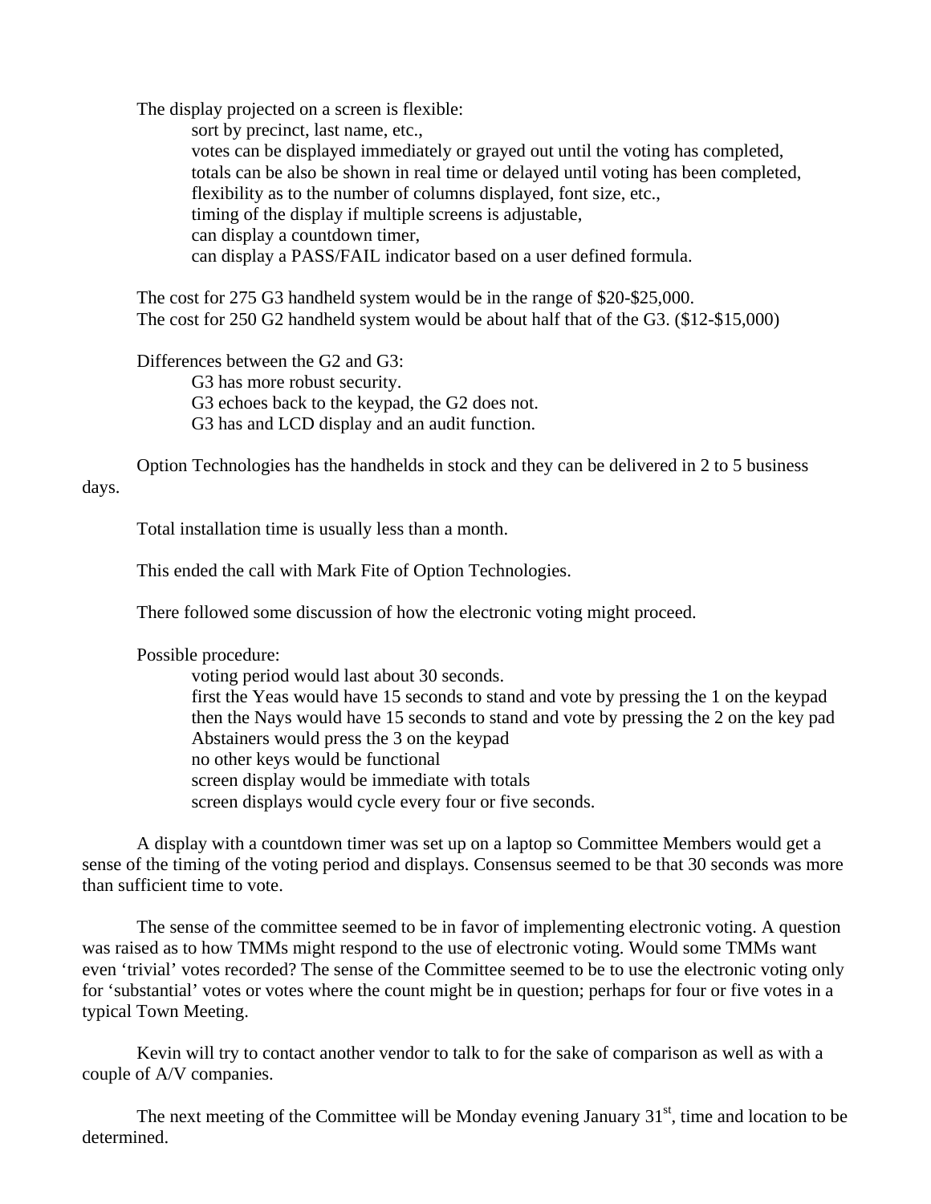The display projected on a screen is flexible:

- sort by precinct, last name, etc.,
- votes can be displayed immediately or grayed out until the voting has completed,
- totals can be also be shown in real time or delayed until voting has been completed,
- flexibility as to the number of columns displayed, font size, etc.,
- timing of the display if multiple screens is adjustable,
- can display a countdown timer,
- can display a PASS/FAIL indicator based on a user defined formula.

The cost for 275 G3 handheld system would be in the range of $20-$25,000.
The cost for 250 G2 handheld system would be about half that of the G3. ($12-$15,000)

Differences between the G2 and G3:

- G3 has more robust security.
- G3 echoes back to the keypad, the G2 does not.
- G3 has and LCD display and an audit function.

Option Technologies has the handhelds in stock and they can be delivered in 2 to 5 business days.

Total installation time is usually less than a month.

This ended the call with Mark Fite of Option Technologies.

There followed some discussion of how the electronic voting might proceed.

Possible procedure:

- voting period would last about 30 seconds.
- first the Yeas would have 15 seconds to stand and vote by pressing the 1 on the keypad
- then the Nays would have 15 seconds to stand and vote by pressing the 2 on the key pad
- Abstainers would press the 3 on the keypad
- no other keys would be functional
- screen display would be immediate with totals
- screen displays would cycle every four or five seconds.

A display with a countdown timer was set up on a laptop so Committee Members would get a sense of the timing of the voting period and displays. Consensus seemed to be that 30 seconds was more than sufficient time to vote.

The sense of the committee seemed to be in favor of implementing electronic voting. A question was raised as to how TMMs might respond to the use of electronic voting. Would some TMMs want even 'trivial' votes recorded? The sense of the Committee seemed to be to use the electronic voting only for 'substantial' votes or votes where the count might be in question; perhaps for four or five votes in a typical Town Meeting.

Kevin will try to contact another vendor to talk to for the sake of comparison as well as with a couple of A/V companies.

The next meeting of the Committee will be Monday evening January 31st, time and location to be determined.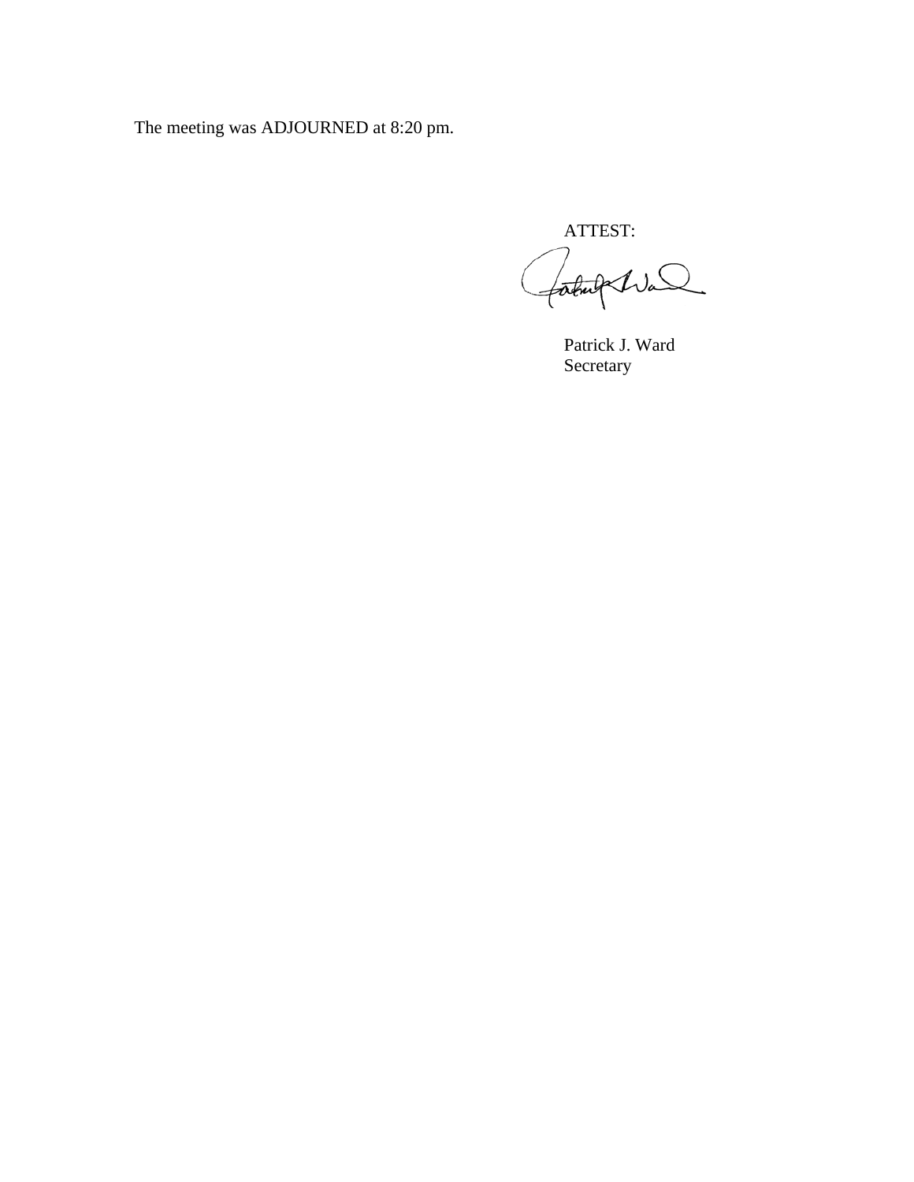The meeting was ADJOURNED at 8:20 pm.

ATTEST:

Patrick J. Ward
Secretary